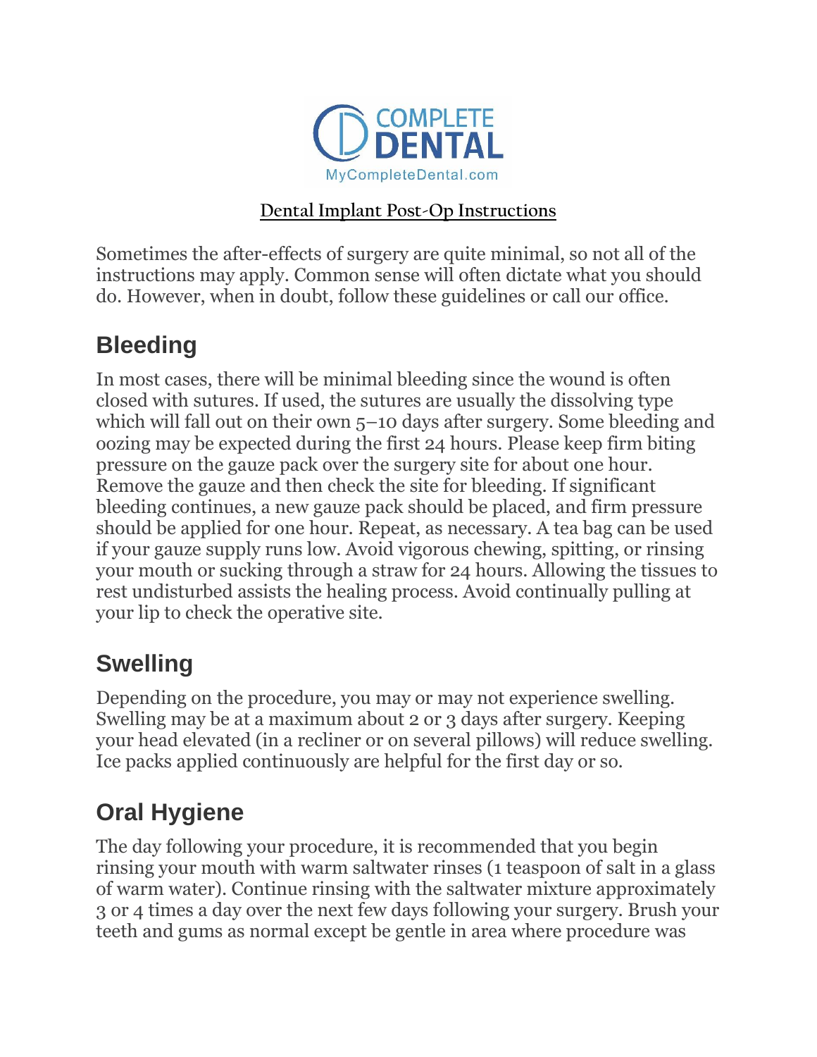COMPLETE DENTAL

MyCompleteDental.com

# Dental Implant Post-Op Instructions

Sometimes the after-effects of surgery are quite minimal, so not all of the instructions may apply. Common sense will often dictate what you should do. However, when in doubt, follow these guidelines or call our office.

## Bleeding

In most cases, there will be minimal bleeding since the wound is often closed with sutures. If used, the sutures are usually the dissolving type which will fall out on their own 5–10 days after surgery. Some bleeding and oozing may be expected during the first 24 hours. Please keep firm biting pressure on the gauze pack over the surgery site for about one hour. Remove the gauze and then check the site for bleeding. If significant bleeding continues, a new gauze pack should be placed, and firm pressure should be applied for one hour. Repeat, as necessary. A tea bag can be used if your gauze supply runs low. Avoid vigorous chewing, spitting, or rinsing your mouth or sucking through a straw for 24 hours. Allowing the tissues to rest undisturbed assists the healing process. Avoid continually pulling at your lip to check the operative site.

## Swelling

Depending on the procedure, you may or may not experience swelling. Swelling may be at a maximum about 2 or 3 days after surgery. Keeping your head elevated (in a recliner or on several pillows) will reduce swelling. Ice packs applied continuously are helpful for the first day or so.

## Oral Hygiene

The day following your procedure, it is recommended that you begin rinsing your mouth with warm saltwater rinses (1 teaspoon of salt in a glass of warm water). Continue rinsing with the saltwater mixture approximately 3 or 4 times a day over the next few days following your surgery. Brush your teeth and gums as normal except be gentle in area where procedure was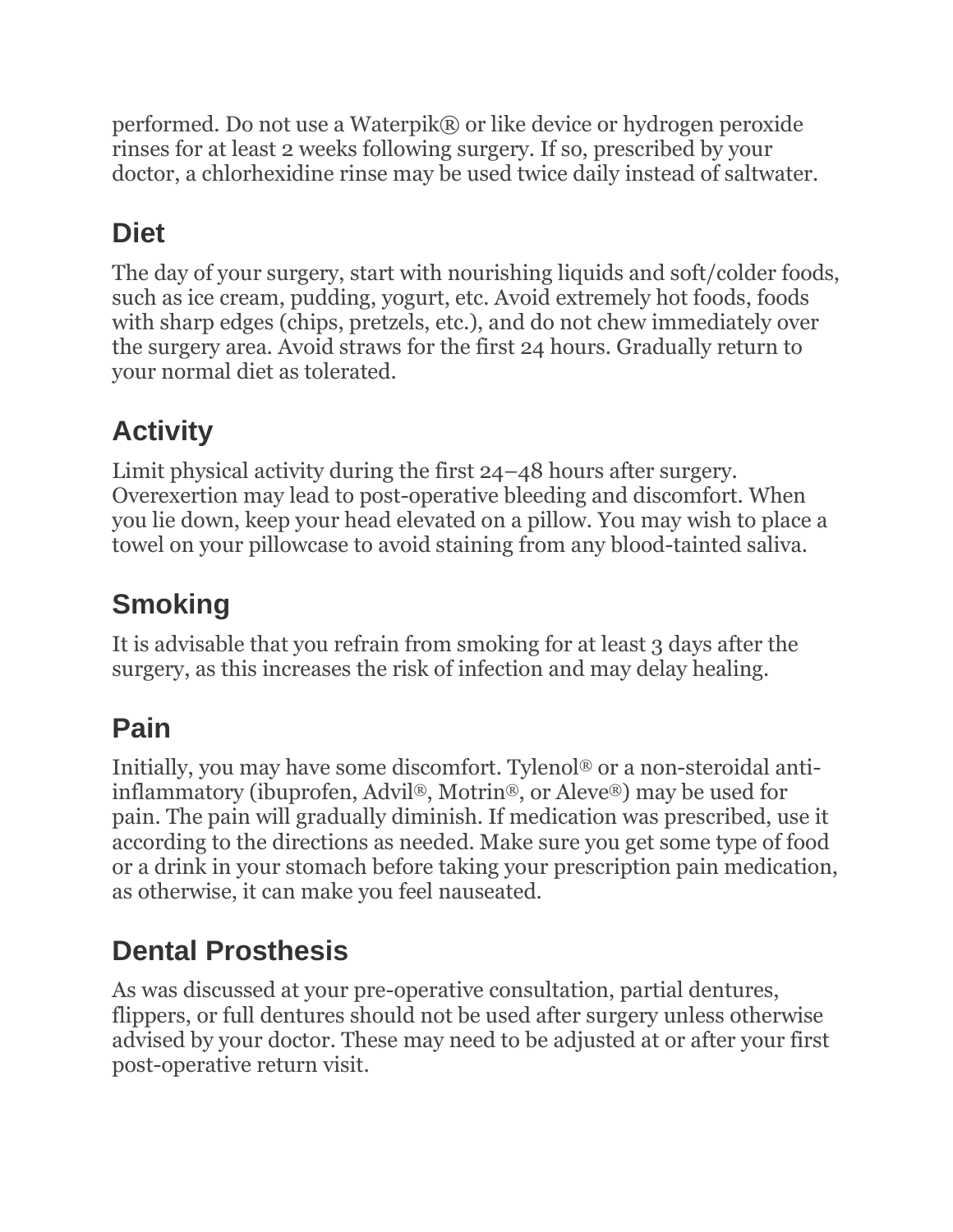performed. Do not use a Waterpik® or like device or hydrogen peroxide rinses for at least 2 weeks following surgery. If so, prescribed by your doctor, a chlorhexidine rinse may be used twice daily instead of saltwater.

## Diet

The day of your surgery, start with nourishing liquids and soft/colder foods, such as ice cream, pudding, yogurt, etc. Avoid extremely hot foods, foods with sharp edges (chips, pretzels, etc.), and do not chew immediately over the surgery area. Avoid straws for the first 24 hours. Gradually return to your normal diet as tolerated.

## Activity

Limit physical activity during the first 24–48 hours after surgery. Overexertion may lead to post-operative bleeding and discomfort. When you lie down, keep your head elevated on a pillow. You may wish to place a towel on your pillowcase to avoid staining from any blood-tainted saliva.

## Smoking

It is advisable that you refrain from smoking for at least 3 days after the surgery, as this increases the risk of infection and may delay healing.

## Pain

Initially, you may have some discomfort. Tylenol® or a non-steroidal anti-inflammatory (ibuprofen, Advil®, Motrin®, or Aleve®) may be used for pain. The pain will gradually diminish. If medication was prescribed, use it according to the directions as needed. Make sure you get some type of food or a drink in your stomach before taking your prescription pain medication, as otherwise, it can make you feel nauseated.

## Dental Prosthesis

As was discussed at your pre-operative consultation, partial dentures, flippers, or full dentures should not be used after surgery unless otherwise advised by your doctor. These may need to be adjusted at or after your first post-operative return visit.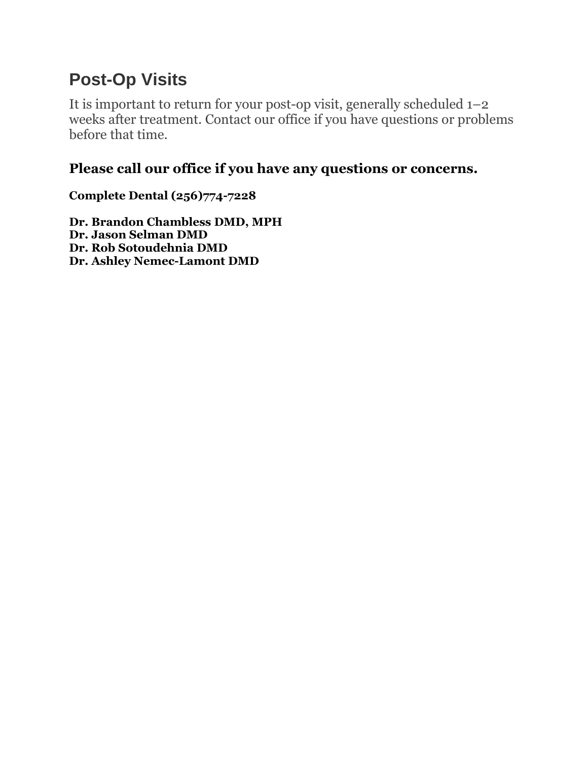## Post-Op Visits

It is important to return for your post-op visit, generally scheduled 1–2 weeks after treatment. Contact our office if you have questions or problems before that time.

### Please call our office if you have any questions or concerns.

**Complete Dental (256)774-7228**

**Dr. Brandon Chambless DMD, MPH**
**Dr. Jason Selman DMD**
**Dr. Rob Sotoudehnia DMD**
**Dr. Ashley Nemec-Lamont DMD**